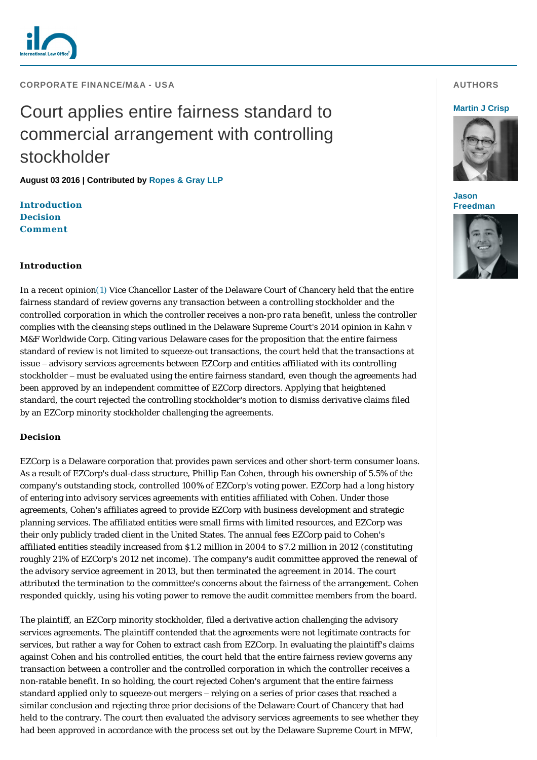CORPORATE FINANCE/M&A - USA

# Court applies entire fairness standard to commercial arrangement with controlling stockholder

**August 03 2016 | Contributed by Ropes & Gray LLP**

AUTHORS

Martin J Crisp

Jason Freedman

Introduction
Decision
Comment

## Introduction

In a recent opinion(1) Vice Chancellor Laster of the Delaware Court of Chancery held that the entire fairness standard of review governs any transaction between a controlling stockholder and the controlled corporation in which the controller receives a non-*pro rata* benefit, unless the controller complies with the cleansing steps outlined in the Delaware Supreme Court's 2014 opinion in *Kahn v M&F Worldwide Corp.* Citing various Delaware cases for the proposition that the entire fairness standard of review is not limited to squeeze-out transactions, the court held that the transactions at issue – advisory services agreements between EZCorp and entities affiliated with its controlling stockholder – must be evaluated using the entire fairness standard, even though the agreements had been approved by an independent committee of EZCorp directors. Applying that heightened standard, the court rejected the controlling stockholder's motion to dismiss derivative claims filed by an EZCorp minority stockholder challenging the agreements.

## Decision

EZCorp is a Delaware corporation that provides pawn services and other short-term consumer loans. As a result of EZCorp's dual-class structure, Phillip Ean Cohen, through his ownership of 5.5% of the company's outstanding stock, controlled 100% of EZCorp's voting power. EZCorp had a long history of entering into advisory services agreements with entities affiliated with Cohen. Under those agreements, Cohen's affiliates agreed to provide EZCorp with business development and strategic planning services. The affiliated entities were small firms with limited resources, and EZCorp was their only publicly traded client in the United States. The annual fees EZCorp paid to Cohen's affiliated entities steadily increased from $1.2 million in 2004 to $7.2 million in 2012 (constituting roughly 21% of EZCorp's 2012 net income). The company's audit committee approved the renewal of the advisory service agreement in 2013, but then terminated the agreement in 2014. The court attributed the termination to the committee's concerns about the fairness of the arrangement. Cohen responded quickly, using his voting power to remove the audit committee members from the board.

The plaintiff, an EZCorp minority stockholder, filed a derivative action challenging the advisory services agreements. The plaintiff contended that the agreements were not legitimate contracts for services, but rather a way for Cohen to extract cash from EZCorp. In evaluating the plaintiff's claims against Cohen and his controlled entities, the court held that the entire fairness review governs any transaction between a controller and the controlled corporation in which the controller receives a non-ratable benefit. In so holding, the court rejected Cohen's argument that the entire fairness standard applied only to squeeze-out mergers – relying on a series of prior cases that reached a similar conclusion and rejecting three prior decisions of the Delaware Court of Chancery that had held to the contrary. The court then evaluated the advisory services agreements to see whether they had been approved in accordance with the process set out by the Delaware Supreme Court in MFW,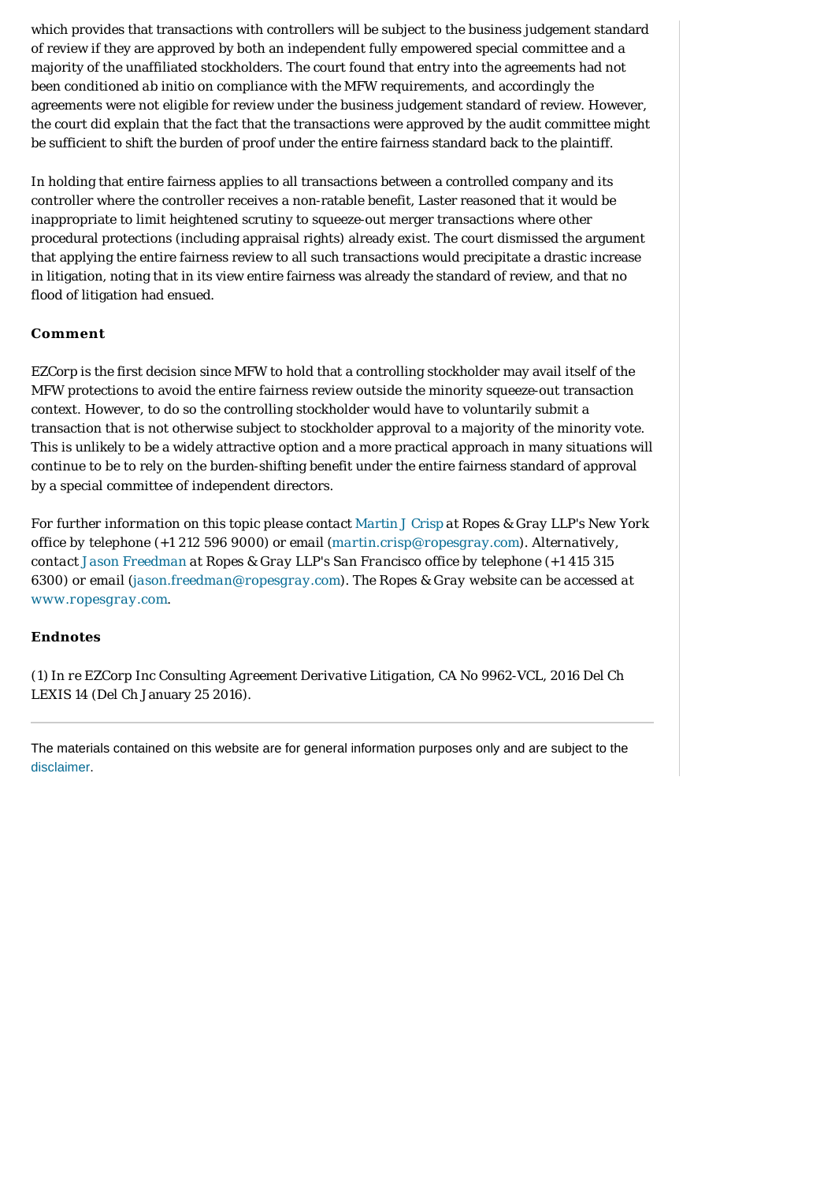which provides that transactions with controllers will be subject to the business judgement standard of review if they are approved by both an independent fully empowered special committee and a majority of the unaffiliated stockholders. The court found that entry into the agreements had not been conditioned *ab initio* on compliance with the MFW requirements, and accordingly the agreements were not eligible for review under the business judgement standard of review. However, the court did explain that the fact that the transactions were approved by the audit committee might be sufficient to shift the burden of proof under the entire fairness standard back to the plaintiff.

In holding that entire fairness applies to all transactions between a controlled company and its controller where the controller receives a non-ratable benefit, Laster reasoned that it would be inappropriate to limit heightened scrutiny to squeeze-out merger transactions where other procedural protections (including appraisal rights) already exist. The court dismissed the argument that applying the entire fairness review to all such transactions would precipitate a drastic increase in litigation, noting that in its view entire fairness was already the standard of review, and that no flood of litigation had ensued.

### Comment

EZCorp is the first decision since MFW to hold that a controlling stockholder may avail itself of the MFW protections to avoid the entire fairness review outside the minority squeeze-out transaction context. However, to do so the controlling stockholder would have to voluntarily submit a transaction that is not otherwise subject to stockholder approval to a majority of the minority vote. This is unlikely to be a widely attractive option and a more practical approach in many situations will continue to be to rely on the burden-shifting benefit under the entire fairness standard of approval by a special committee of independent directors.

*For further information on this topic please contact* Martin J Crisp *at Ropes & Gray LLP's New York office by telephone (+1 212 596 9000) or email (*martin.crisp@ropesgray.com*). Alternatively, contact* Jason Freedman *at Ropes & Gray LLP's San Francisco office by telephone (+1 415 315 6300) or email (*jason.freedman@ropesgray.com*). The Ropes & Gray website can be accessed at* www.ropesgray.com.

### Endnotes

(1) *In re EZCorp Inc Consulting Agreement Derivative Litigation*, CA No 9962-VCL, 2016 Del Ch LEXIS 14 (Del Ch January 25 2016).

---

The materials contained on this website are for general information purposes only and are subject to the disclaimer.